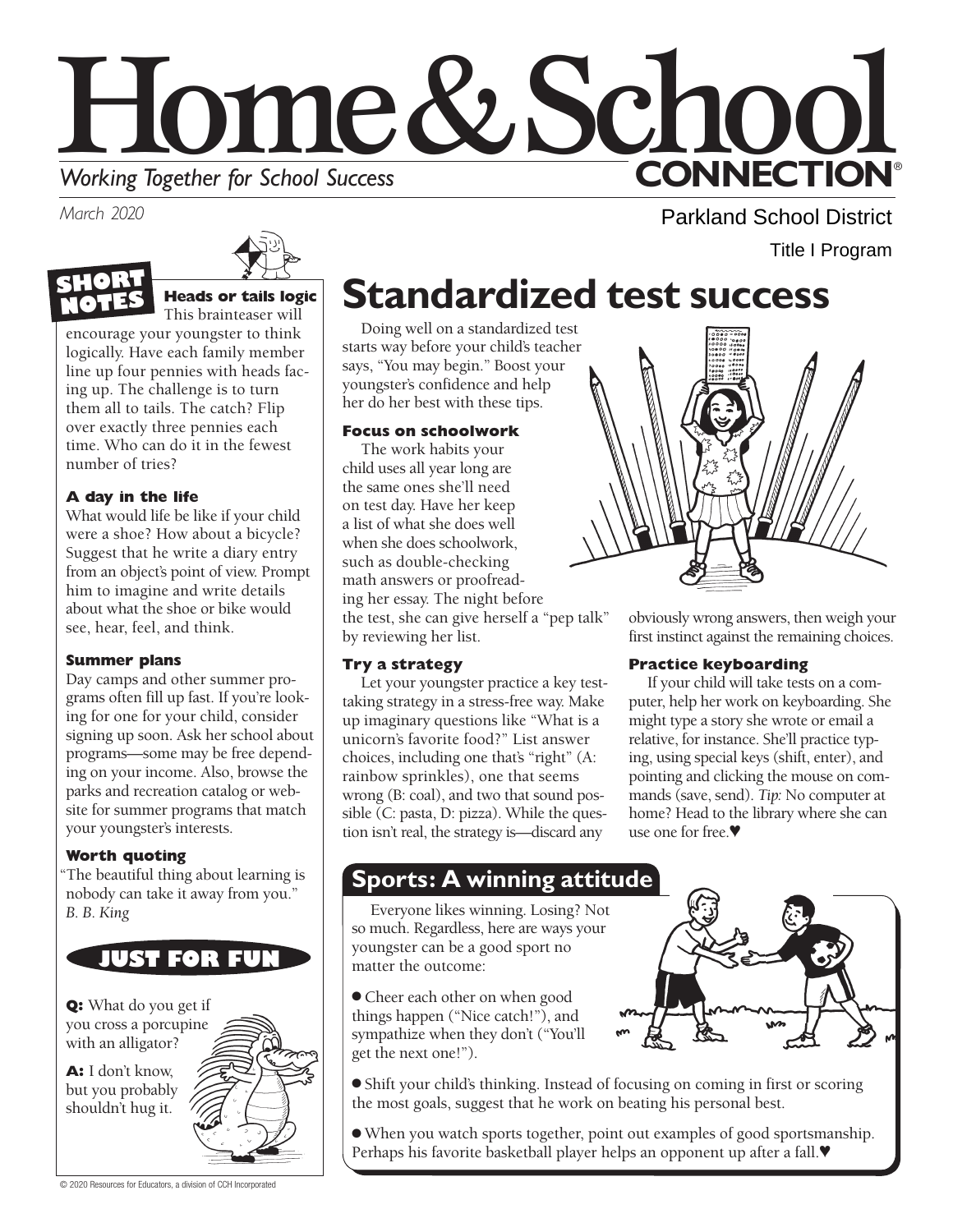# Home & School CONNECTION®

*Working Together for School Success*

*March 2020*

Parkland School District

Title I Program

## SHORT NOTES

### Heads or tails logic

This brainteaser will encourage your youngster to think logically. Have each family member line up four pennies with heads facing up. The challenge is to turn them all to tails. The catch? Flip over exactly three pennies each time. Who can do it in the fewest number of tries?

### A day in the life

What would life be like if your child were a shoe? How about a bicycle? Suggest that he write a diary entry from an object's point of view. Prompt him to imagine and write details about what the shoe or bike would see, hear, feel, and think.

### Summer plans

Day camps and other summer programs often fill up fast. If you're looking for one for your child, consider signing up soon. Ask her school about programs—some may be free depending on your income. Also, browse the parks and recreation catalog or website for summer programs that match your youngster's interests.

### Worth quoting

"The beautiful thing about learning is nobody can take it away from you." *B. B. King*

## JUST FOR FUN

**Q:** What do you get if you cross a porcupine with an alligator?

**A:** I don't know, but you probably shouldn't hug it.

# Standardized test success

Doing well on a standardized test starts way before your child's teacher says, "You may begin." Boost your youngster's confidence and help her do her best with these tips.

### Focus on schoolwork

The work habits your child uses all year long are the same ones she'll need on test day. Have her keep a list of what she does well when she does schoolwork, such as double-checking math answers or proofreading her essay. The night before the test, she can give herself a "pep talk" by reviewing her list.

### Try a strategy

Let your youngster practice a key test-taking strategy in a stress-free way. Make up imaginary questions like "What is a unicorn's favorite food?" List answer choices, including one that's "right" (A: rainbow sprinkles), one that seems wrong (B: coal), and two that sound possible (C: pasta, D: pizza). While the question isn't real, the strategy is—discard any obviously wrong answers, then weigh your first instinct against the remaining choices.

### Practice keyboarding

If your child will take tests on a computer, help her work on keyboarding. She might type a story she wrote or email a relative, for instance. She'll practice typing, using special keys (shift, enter), and pointing and clicking the mouse on commands (save, send). *Tip:* No computer at home? Head to the library where she can use one for free.♥

## Sports: A winning attitude

Everyone likes winning. Losing? Not so much. Regardless, here are ways your youngster can be a good sport no matter the outcome:

- Cheer each other on when good things happen ("Nice catch!"), and sympathize when they don't ("You'll get the next one!").
- Shift your child's thinking. Instead of focusing on coming in first or scoring the most goals, suggest that he work on beating his personal best.
- When you watch sports together, point out examples of good sportsmanship. Perhaps his favorite basketball player helps an opponent up after a fall.♥

© 2020 Resources for Educators, a division of CCH Incorporated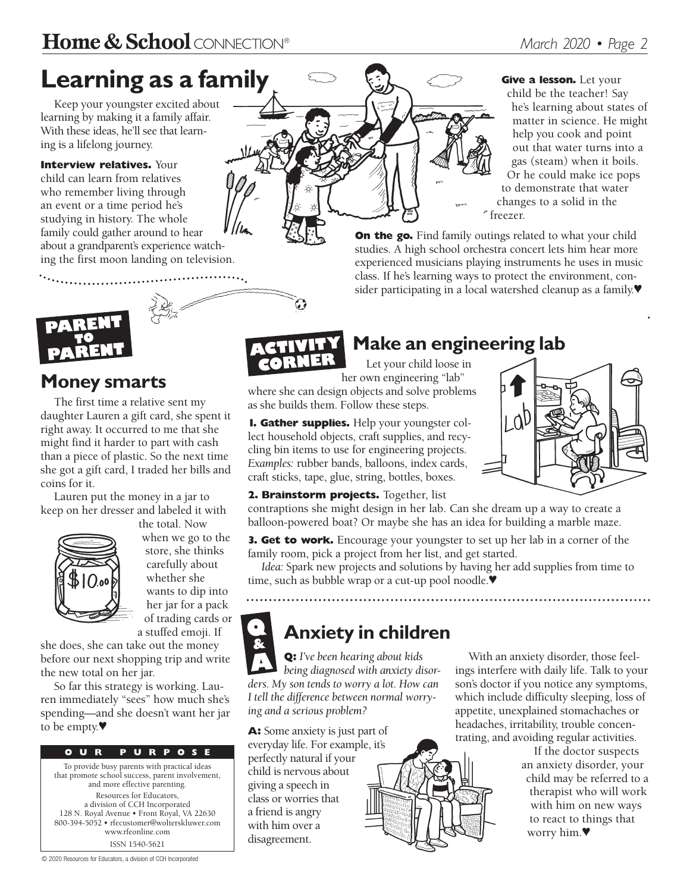# Learning as a family

Keep your youngster excited about learning by making it a family affair. With these ideas, he'll see that learning is a lifelong journey.

**Interview relatives.** Your child can learn from relatives who remember living through an event or a time period he's studying in history. The whole family could gather around to hear about a grandparent's experience watching the first moon landing on television.

**Give a lesson.** Let your child be the teacher! Say he's learning about states of matter in science. He might help you cook and point out that water turns into a gas (steam) when it boils. Or he could make ice pops to demonstrate that water changes to a solid in the freezer.

**On the go.** Find family outings related to what your child studies. A high school orchestra concert lets him hear more experienced musicians playing instruments he uses in music class. If he's learning ways to protect the environment, consider participating in a local watershed cleanup as a family.♥

## PARENT TO PARENT

## Money smarts

The first time a relative sent my daughter Lauren a gift card, she spent it right away. It occurred to me that she might find it harder to part with cash than a piece of plastic. So the next time she got a gift card, I traded her bills and coins for it.

Lauren put the money in a jar to keep on her dresser and labeled it with the total. Now when we go to the store, she thinks carefully about whether she wants to dip into her jar for a pack of trading cards or a stuffed emoji. If she does, she can take out the money before our next shopping trip and write the new total on her jar.

So far this strategy is working. Lauren immediately "sees" how much she's spending—and she doesn't want her jar to be empty.♥

## ACTIVITY CORNER

## Make an engineering lab

Let your child loose in her own engineering "lab" where she can design objects and solve problems as she builds them. Follow these steps.

**1. Gather supplies.** Help your youngster collect household objects, craft supplies, and recycling bin items to use for engineering projects. *Examples:* rubber bands, balloons, index cards, craft sticks, tape, glue, string, bottles, boxes.

**2. Brainstorm projects.** Together, list contraptions she might design in her lab. Can she dream up a way to create a balloon-powered boat? Or maybe she has an idea for building a marble maze.

**3. Get to work.** Encourage your youngster to set up her lab in a corner of the family room, pick a project from her list, and get started.

*Idea:* Spark new projects and solutions by having her add supplies from time to time, such as bubble wrap or a cut-up pool noodle.♥

## Q & A

## Anxiety in children

**Q:** *I've been hearing about kids being diagnosed with anxiety disorders. My son tends to worry a lot. How can I tell the difference between normal worrying and a serious problem?*

**A:** Some anxiety is just part of everyday life. For example, it's perfectly natural if your child is nervous about giving a speech in class or worries that a friend is angry with him over a disagreement.

With an anxiety disorder, those feelings interfere with daily life. Talk to your son's doctor if you notice any symptoms, which include difficulty sleeping, loss of appetite, unexplained stomachaches or headaches, irritability, trouble concentrating, and avoiding regular activities.

If the doctor suspects an anxiety disorder, your child may be referred to a therapist who will work with him on new ways to react to things that worry him.♥

**OUR PURPOSE**

To provide busy parents with practical ideas that promote school success, parent involvement, and more effective parenting.

Resources for Educators, a division of CCH Incorporated
128 N. Royal Avenue • Front Royal, VA 22630
800-394-5052 • rfecustomer@wolterskluwer.com
www.rfeonline.com
ISSN 1540-5621

© 2020 Resources for Educators, a division of CCH Incorporated